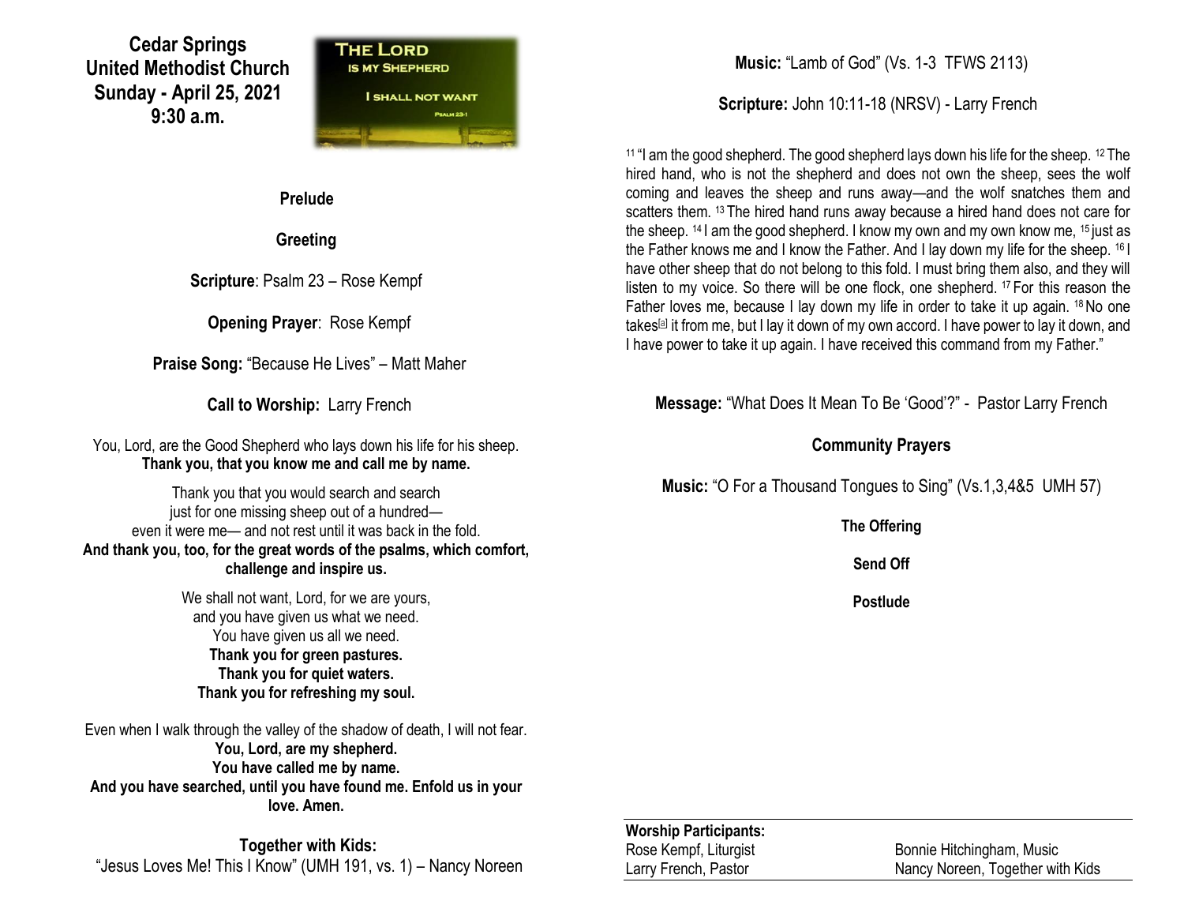# Cedar Springs United Methodist Church
## Sunday - April 25, 2021
## 9:30 a.m.

**Prelude**

**Greeting**

**Scripture**: Psalm 23 – Rose Kempf

**Opening Prayer**: Rose Kempf

**Praise Song:** "Because He Lives" – Matt Maher

**Call to Worship:** Larry French

You, Lord, are the Good Shepherd who lays down his life for his sheep.
**Thank you, that you know me and call me by name.**

Thank you that you would search and search
just for one missing sheep out of a hundred—
even it were me— and not rest until it was back in the fold.
**And thank you, too, for the great words of the psalms, which comfort, challenge and inspire us.**

We shall not want, Lord, for we are yours,
and you have given us what we need.
You have given us all we need.
**Thank you for green pastures.**
**Thank you for quiet waters.**
**Thank you for refreshing my soul.**

Even when I walk through the valley of the shadow of death, I will not fear.
**You, Lord, are my shepherd.**
**You have called me by name.**
**And you have searched, until you have found me. Enfold us in your love. Amen.**

**Together with Kids:**
"Jesus Loves Me! This I Know" (UMH 191, vs. 1) – Nancy Noreen

**Music:** "Lamb of God" (Vs. 1-3 TFWS 2113)

**Scripture:** John 10:11-18 (NRSV) - Larry French

[11] "I am the good shepherd. The good shepherd lays down his life for the sheep. [12] The hired hand, who is not the shepherd and does not own the sheep, sees the wolf coming and leaves the sheep and runs away—and the wolf snatches them and scatters them. [13] The hired hand runs away because a hired hand does not care for the sheep. [14] I am the good shepherd. I know my own and my own know me, [15] just as the Father knows me and I know the Father. And I lay down my life for the sheep. [16] I have other sheep that do not belong to this fold. I must bring them also, and they will listen to my voice. So there will be one flock, one shepherd. [17] For this reason the Father loves me, because I lay down my life in order to take it up again. [18] No one takes[a] it from me, but I lay it down of my own accord. I have power to lay it down, and I have power to take it up again. I have received this command from my Father."

**Message:** "What Does It Mean To Be 'Good'?" - Pastor Larry French

**Community Prayers**

**Music:** "O For a Thousand Tongues to Sing" (Vs.1,3,4&5 UMH 57)

**The Offering**

**Send Off**

**Postlude**

**Worship Participants:**

| | |
|---|---|
| Rose Kempf, Liturgist | Bonnie Hitchingham, Music |
| Larry French, Pastor | Nancy Noreen, Together with Kids |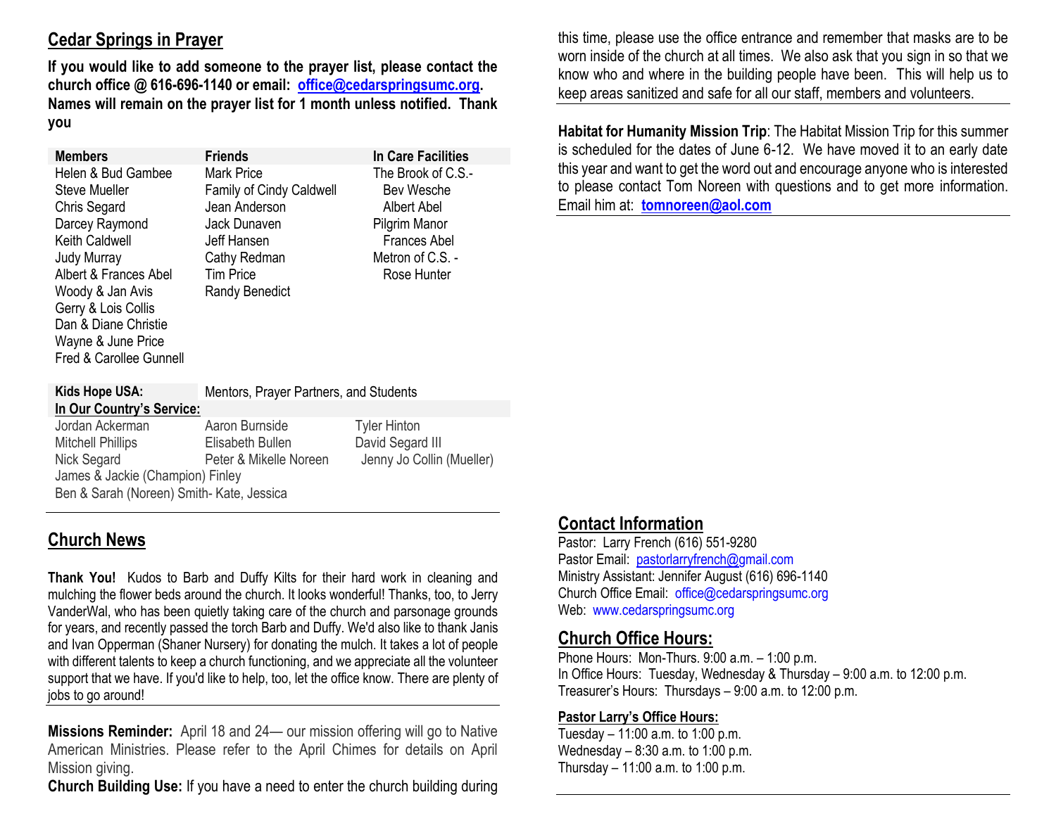## Cedar Springs in Prayer

**If you would like to add someone to the prayer list, please contact the church office @ 616-696-1140 or email: office@cedarspringsumc.org. Names will remain on the prayer list for 1 month unless notified. Thank you**

| Members | Friends | In Care Facilities |
|---|---|---|
| Helen & Bud Gambee | Mark Price | The Brook of C.S.- |
| Steve Mueller | Family of Cindy Caldwell | Bev Wesche |
| Chris Segard | Jean Anderson | Albert Abel |
| Darcey Raymond | Jack Dunaven | Pilgrim Manor |
| Keith Caldwell | Jeff Hansen | Frances Abel |
| Judy Murray | Cathy Redman | Metron of C.S. - |
| Albert & Frances Abel | Tim Price | Rose Hunter |
| Woody & Jan Avis | Randy Benedict | |
| Gerry & Lois Collis | | |
| Dan & Diane Christie | | |
| Wayne & June Price | | |
| Fred & Carollee Gunnell | | |

**Kids Hope USA:** Mentors, Prayer Partners, and Students

**In Our Country's Service:**

| | | |
|---|---|---|
| Jordan Ackerman | Aaron Burnside | Tyler Hinton |
| Mitchell Phillips | Elisabeth Bullen | David Segard III |
| Nick Segard | Peter & Mikelle Noreen | Jenny Jo Collin (Mueller) |

James & Jackie (Champion) Finley

Ben & Sarah (Noreen) Smith- Kate, Jessica

## Church News

**Thank You!** Kudos to Barb and Duffy Kilts for their hard work in cleaning and mulching the flower beds around the church. It looks wonderful! Thanks, too, to Jerry VanderWal, who has been quietly taking care of the church and parsonage grounds for years, and recently passed the torch Barb and Duffy. We'd also like to thank Janis and Ivan Opperman (Shaner Nursery) for donating the mulch. It takes a lot of people with different talents to keep a church functioning, and we appreciate all the volunteer support that we have. If you'd like to help, too, let the office know. There are plenty of jobs to go around!

**Missions Reminder:** April 18 and 24— our mission offering will go to Native American Ministries. Please refer to the April Chimes for details on April Mission giving.

**Church Building Use:** If you have a need to enter the church building during this time, please use the office entrance and remember that masks are to be worn inside of the church at all times. We also ask that you sign in so that we know who and where in the building people have been. This will help us to keep areas sanitized and safe for all our staff, members and volunteers.

**Habitat for Humanity Mission Trip**: The Habitat Mission Trip for this summer is scheduled for the dates of June 6-12. We have moved it to an early date this year and want to get the word out and encourage anyone who is interested to please contact Tom Noreen with questions and to get more information. Email him at: **tomnoreen@aol.com**

## Contact Information

Pastor: Larry French (616) 551-9280
Pastor Email: pastorlarryfrench@gmail.com
Ministry Assistant: Jennifer August (616) 696-1140
Church Office Email: office@cedarspringsumc.org
Web: www.cedarspringsumc.org

## Church Office Hours:

Phone Hours: Mon-Thurs. 9:00 a.m. – 1:00 p.m.
In Office Hours: Tuesday, Wednesday & Thursday – 9:00 a.m. to 12:00 p.m.
Treasurer's Hours: Thursdays – 9:00 a.m. to 12:00 p.m.

**Pastor Larry's Office Hours:**

Tuesday – 11:00 a.m. to 1:00 p.m.
Wednesday – 8:30 a.m. to 1:00 p.m.
Thursday – 11:00 a.m. to 1:00 p.m.